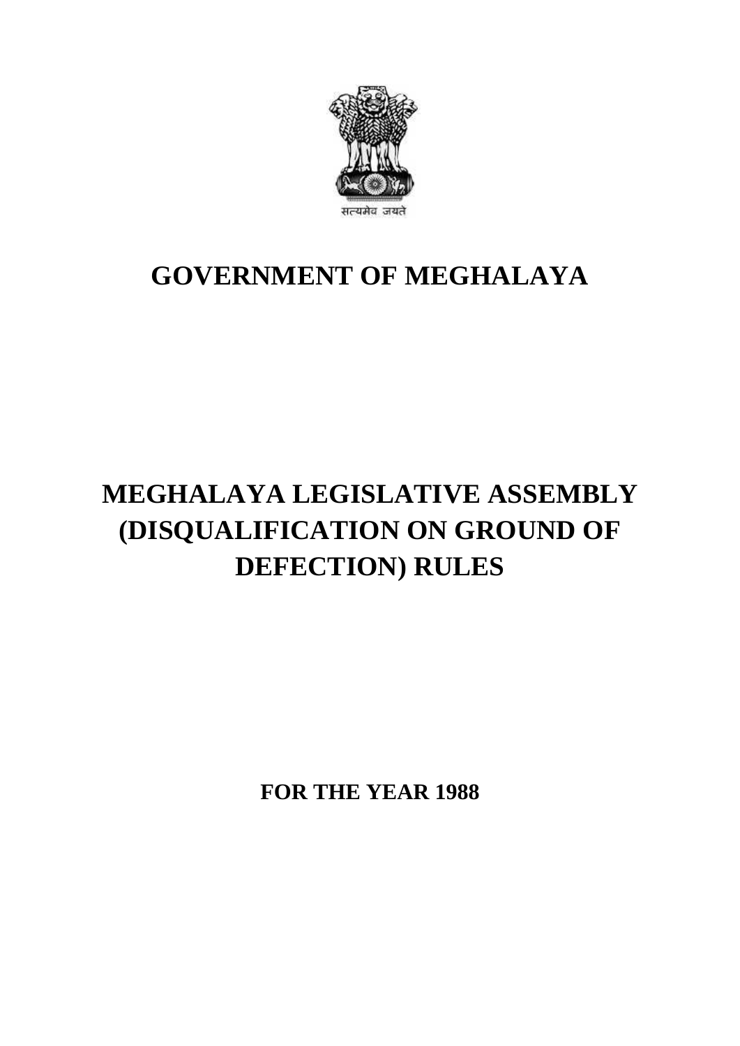सत्यमेव जयते

# GOVERNMENT OF MEGHALAYA

# MEGHALAYA LEGISLATIVE ASSEMBLY (DISQUALIFICATION ON GROUND OF DEFECTION) RULES

**FOR THE YEAR 1988**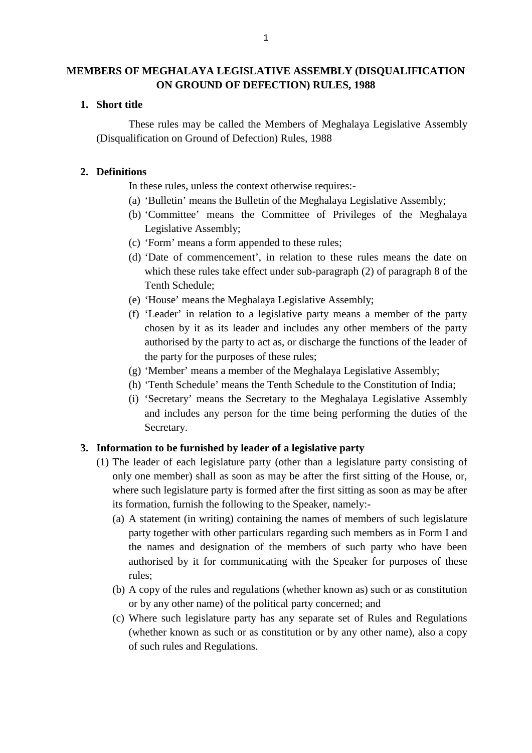## MEMBERS OF MEGHALAYA LEGISLATIVE ASSEMBLY (DISQUALIFICATION ON GROUND OF DEFECTION) RULES, 1988

### 1. Short title

These rules may be called the Members of Meghalaya Legislative Assembly (Disqualification on Ground of Defection) Rules, 1988

### 2. Definitions

In these rules, unless the context otherwise requires:-

(a) 'Bulletin' means the Bulletin of the Meghalaya Legislative Assembly;

(b) 'Committee' means the Committee of Privileges of the Meghalaya Legislative Assembly;

(c) 'Form' means a form appended to these rules;

(d) 'Date of commencement', in relation to these rules means the date on which these rules take effect under sub-paragraph (2) of paragraph 8 of the Tenth Schedule;

(e) 'House' means the Meghalaya Legislative Assembly;

(f) 'Leader' in relation to a legislative party means a member of the party chosen by it as its leader and includes any other members of the party authorised by the party to act as, or discharge the functions of the leader of the party for the purposes of these rules;

(g) 'Member' means a member of the Meghalaya Legislative Assembly;

(h) 'Tenth Schedule' means the Tenth Schedule to the Constitution of India;

(i) 'Secretary' means the Secretary to the Meghalaya Legislative Assembly and includes any person for the time being performing the duties of the Secretary.

### 3. Information to be furnished by leader of a legislative party

(1) The leader of each legislature party (other than a legislature party consisting of only one member) shall as soon as may be after the first sitting of the House, or, where such legislature party is formed after the first sitting as soon as may be after its formation, furnish the following to the Speaker, namely:-

(a) A statement (in writing) containing the names of members of such legislature party together with other particulars regarding such members as in Form I and the names and designation of the members of such party who have been authorised by it for communicating with the Speaker for purposes of these rules;

(b) A copy of the rules and regulations (whether known as) such or as constitution or by any other name) of the political party concerned; and

(c) Where such legislature party has any separate set of Rules and Regulations (whether known as such or as constitution or by any other name), also a copy of such rules and Regulations.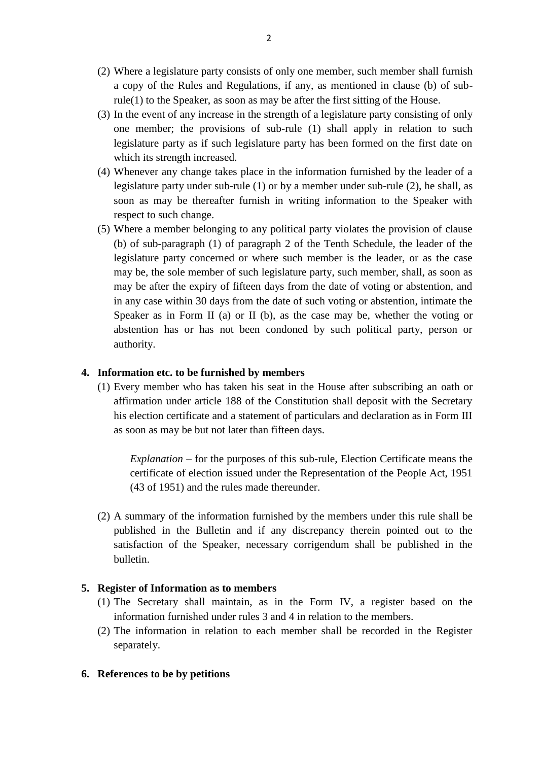(2) Where a legislature party consists of only one member, such member shall furnish a copy of the Rules and Regulations, if any, as mentioned in clause (b) of sub-rule(1) to the Speaker, as soon as may be after the first sitting of the House.

(3) In the event of any increase in the strength of a legislature party consisting of only one member; the provisions of sub-rule (1) shall apply in relation to such legislature party as if such legislature party has been formed on the first date on which its strength increased.

(4) Whenever any change takes place in the information furnished by the leader of a legislature party under sub-rule (1) or by a member under sub-rule (2), he shall, as soon as may be thereafter furnish in writing information to the Speaker with respect to such change.

(5) Where a member belonging to any political party violates the provision of clause (b) of sub-paragraph (1) of paragraph 2 of the Tenth Schedule, the leader of the legislature party concerned or where such member is the leader, or as the case may be, the sole member of such legislature party, such member, shall, as soon as may be after the expiry of fifteen days from the date of voting or abstention, and in any case within 30 days from the date of such voting or abstention, intimate the Speaker as in Form II (a) or II (b), as the case may be, whether the voting or abstention has or has not been condoned by such political party, person or authority.

**4. Information etc. to be furnished by members**

(1) Every member who has taken his seat in the House after subscribing an oath or affirmation under article 188 of the Constitution shall deposit with the Secretary his election certificate and a statement of particulars and declaration as in Form III as soon as may be but not later than fifteen days.

> *Explanation* – for the purposes of this sub-rule, Election Certificate means the certificate of election issued under the Representation of the People Act, 1951 (43 of 1951) and the rules made thereunder.

(2) A summary of the information furnished by the members under this rule shall be published in the Bulletin and if any discrepancy therein pointed out to the satisfaction of the Speaker, necessary corrigendum shall be published in the bulletin.

**5. Register of Information as to members**

(1) The Secretary shall maintain, as in the Form IV, a register based on the information furnished under rules 3 and 4 in relation to the members.

(2) The information in relation to each member shall be recorded in the Register separately.

**6. References to be by petitions**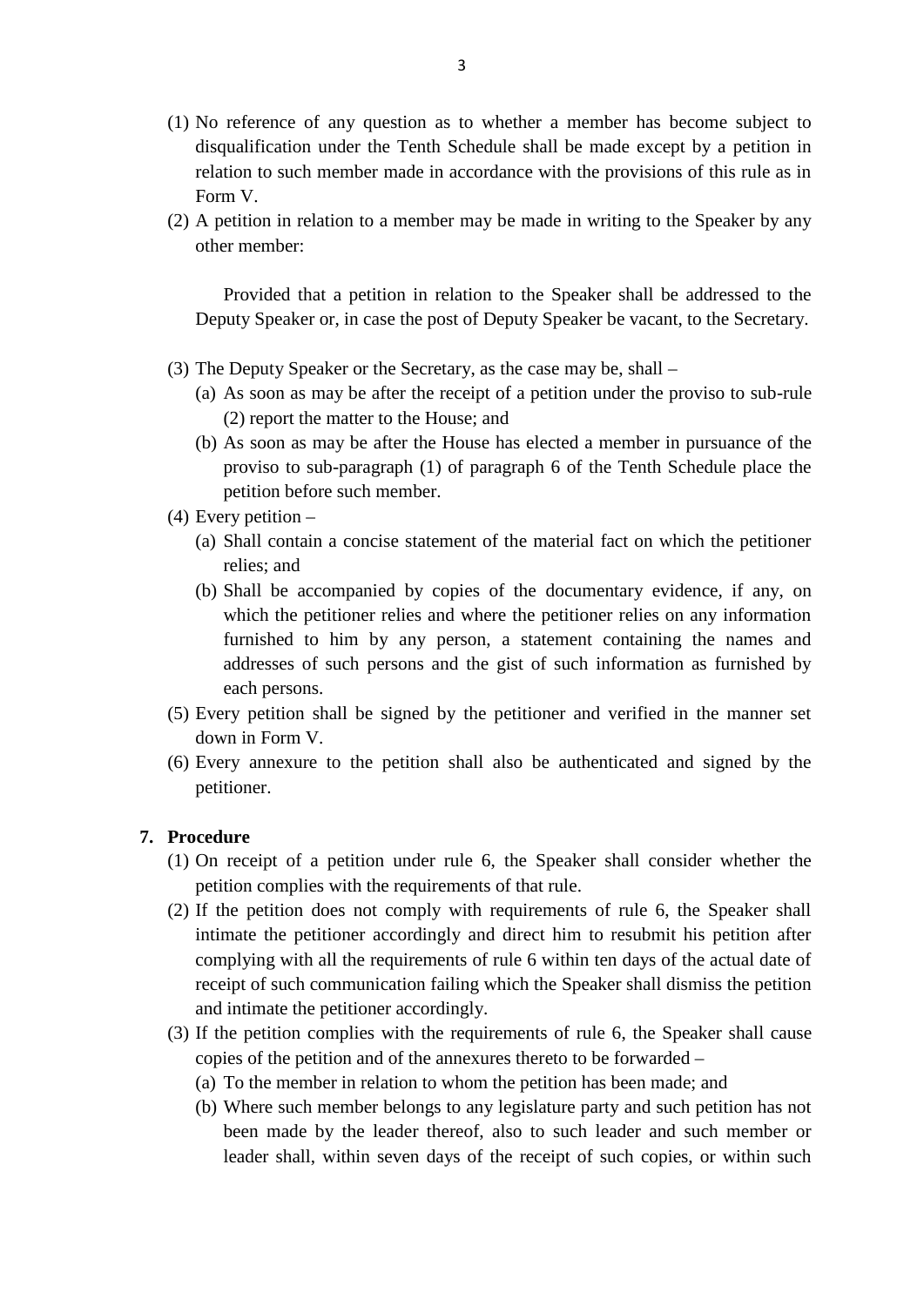(1) No reference of any question as to whether a member has become subject to disqualification under the Tenth Schedule shall be made except by a petition in relation to such member made in accordance with the provisions of this rule as in Form V.

(2) A petition in relation to a member may be made in writing to the Speaker by any other member:

 Provided that a petition in relation to the Speaker shall be addressed to the Deputy Speaker or, in case the post of Deputy Speaker be vacant, to the Secretary.

(3) The Deputy Speaker or the Secretary, as the case may be, shall –
 (a) As soon as may be after the receipt of a petition under the proviso to sub-rule (2) report the matter to the House; and
 (b) As soon as may be after the House has elected a member in pursuance of the proviso to sub-paragraph (1) of paragraph 6 of the Tenth Schedule place the petition before such member.

(4) Every petition –
 (a) Shall contain a concise statement of the material fact on which the petitioner relies; and
 (b) Shall be accompanied by copies of the documentary evidence, if any, on which the petitioner relies and where the petitioner relies on any information furnished to him by any person, a statement containing the names and addresses of such persons and the gist of such information as furnished by each persons.

(5) Every petition shall be signed by the petitioner and verified in the manner set down in Form V.

(6) Every annexure to the petition shall also be authenticated and signed by the petitioner.

**7. Procedure**

(1) On receipt of a petition under rule 6, the Speaker shall consider whether the petition complies with the requirements of that rule.

(2) If the petition does not comply with requirements of rule 6, the Speaker shall intimate the petitioner accordingly and direct him to resubmit his petition after complying with all the requirements of rule 6 within ten days of the actual date of receipt of such communication failing which the Speaker shall dismiss the petition and intimate the petitioner accordingly.

(3) If the petition complies with the requirements of rule 6, the Speaker shall cause copies of the petition and of the annexures thereto to be forwarded –
 (a) To the member in relation to whom the petition has been made; and
 (b) Where such member belongs to any legislature party and such petition has not been made by the leader thereof, also to such leader and such member or leader shall, within seven days of the receipt of such copies, or within such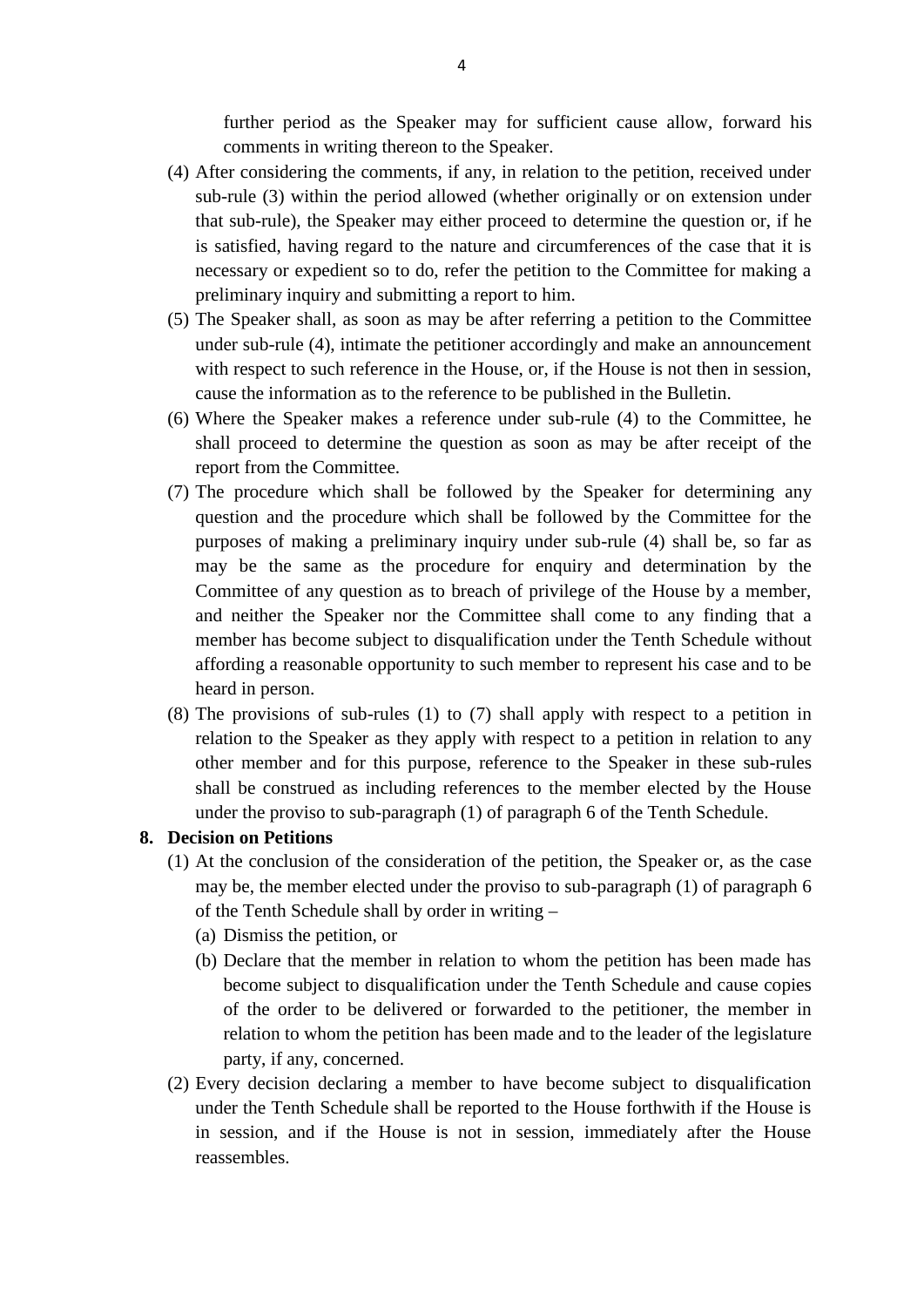further period as the Speaker may for sufficient cause allow, forward his comments in writing thereon to the Speaker.

(4) After considering the comments, if any, in relation to the petition, received under sub-rule (3) within the period allowed (whether originally or on extension under that sub-rule), the Speaker may either proceed to determine the question or, if he is satisfied, having regard to the nature and circumferences of the case that it is necessary or expedient so to do, refer the petition to the Committee for making a preliminary inquiry and submitting a report to him.

(5) The Speaker shall, as soon as may be after referring a petition to the Committee under sub-rule (4), intimate the petitioner accordingly and make an announcement with respect to such reference in the House, or, if the House is not then in session, cause the information as to the reference to be published in the Bulletin.

(6) Where the Speaker makes a reference under sub-rule (4) to the Committee, he shall proceed to determine the question as soon as may be after receipt of the report from the Committee.

(7) The procedure which shall be followed by the Speaker for determining any question and the procedure which shall be followed by the Committee for the purposes of making a preliminary inquiry under sub-rule (4) shall be, so far as may be the same as the procedure for enquiry and determination by the Committee of any question as to breach of privilege of the House by a member, and neither the Speaker nor the Committee shall come to any finding that a member has become subject to disqualification under the Tenth Schedule without affording a reasonable opportunity to such member to represent his case and to be heard in person.

(8) The provisions of sub-rules (1) to (7) shall apply with respect to a petition in relation to the Speaker as they apply with respect to a petition in relation to any other member and for this purpose, reference to the Speaker in these sub-rules shall be construed as including references to the member elected by the House under the proviso to sub-paragraph (1) of paragraph 6 of the Tenth Schedule.

**8. Decision on Petitions**

(1) At the conclusion of the consideration of the petition, the Speaker or, as the case may be, the member elected under the proviso to sub-paragraph (1) of paragraph 6 of the Tenth Schedule shall by order in writing –

   (a) Dismiss the petition, or

   (b) Declare that the member in relation to whom the petition has been made has become subject to disqualification under the Tenth Schedule and cause copies of the order to be delivered or forwarded to the petitioner, the member in relation to whom the petition has been made and to the leader of the legislature party, if any, concerned.

(2) Every decision declaring a member to have become subject to disqualification under the Tenth Schedule shall be reported to the House forthwith if the House is in session, and if the House is not in session, immediately after the House reassembles.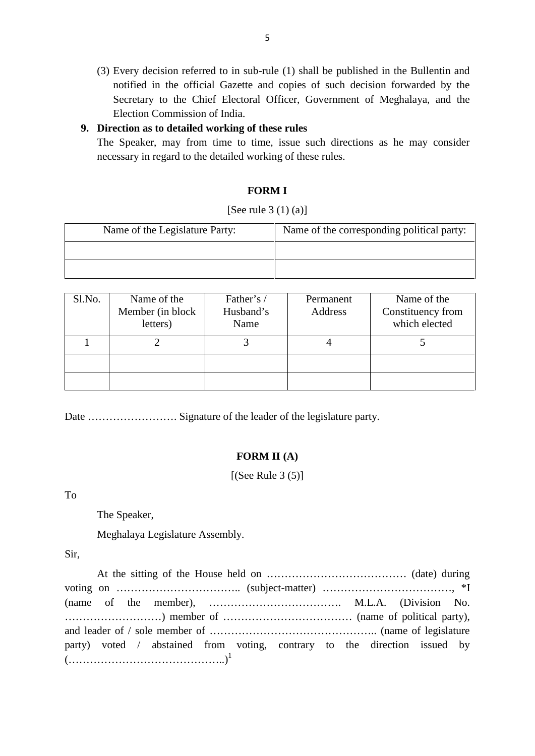(3) Every decision referred to in sub-rule (1) shall be published in the Bullentin and notified in the official Gazette and copies of such decision forwarded by the Secretary to the Chief Electoral Officer, Government of Meghalaya, and the Election Commission of India.

**9. Direction as to detailed working of these rules**

The Speaker, may from time to time, issue such directions as he may consider necessary in regard to the detailed working of these rules.

**FORM I**

[See rule 3 (1) (a)]

| Name of the Legislature Party: | Name of the corresponding political party: |
|---|---|
| | |
| | |

| Sl.No. | Name of the Member (in block letters) | Father's / Husband's Name | Permanent Address | Name of the Constituency from which elected |
|---|---|---|---|---|
| 1 | 2 | 3 | 4 | 5 |
| | | | | |
| | | | | |

Date ……………………. Signature of the leader of the legislature party.

**FORM II (A)**

[(See Rule 3 (5)]

To

The Speaker,

Meghalaya Legislature Assembly.

Sir,

At the sitting of the House held on ………………………………… (date) during voting on …………………………….. (subject-matter) ………………………………, *I (name of the member), ………………………………. M.L.A. (Division No. ………………………) member of ……………………………… (name of political party), and leader of / sole member of ……………………………………….. (name of legislature party) voted / abstained from voting, contrary to the direction issued by (……………………………………..)[1]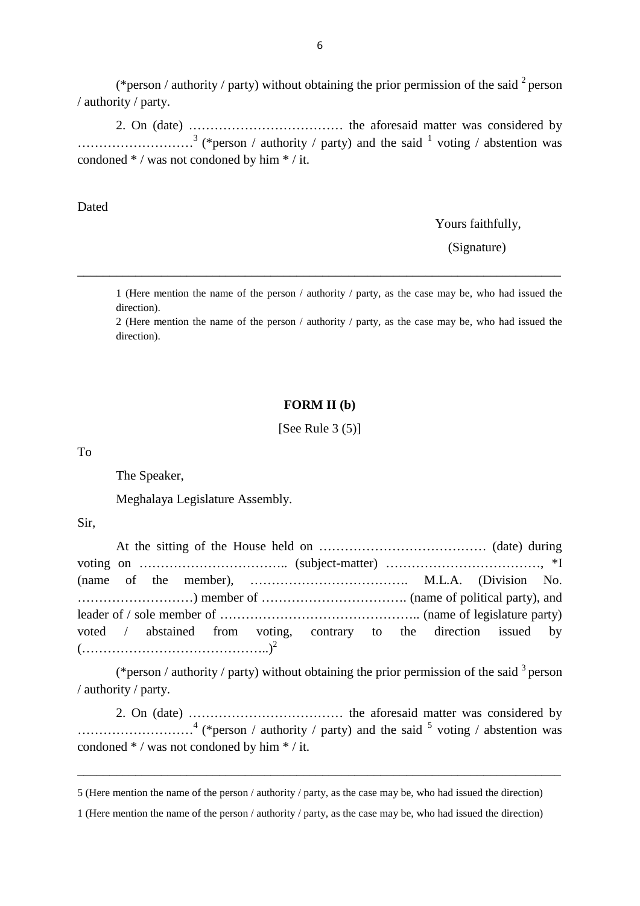(*person / authority / party) without obtaining the prior permission of the said [2] person / authority / party.

2. On (date) ……………………………… the aforesaid matter was considered by ………………………[3] (*person / authority / party) and the said [1] voting / abstention was condoned * / was not condoned by him * / it.

Dated

Yours faithfully,

(Signature)

---

1 (Here mention the name of the person / authority / party, as the case may be, who had issued the direction).

2 (Here mention the name of the person / authority / party, as the case may be, who had issued the direction).

## FORM II (b)

[See Rule 3 (5)]

To

The Speaker,

Meghalaya Legislature Assembly.

Sir,

At the sitting of the House held on ………………………………… (date) during voting on …………………………….. (subject-matter) ………………………………, *I (name of the member), ………………………………. M.L.A. (Division No. ………………………) member of ……………………………. (name of political party), and leader of / sole member of ……………………………………….. (name of legislature party) voted / abstained from voting, contrary to the direction issued by (……………………………………..)[2]

(*person / authority / party) without obtaining the prior permission of the said [3] person / authority / party.

2. On (date) ……………………………… the aforesaid matter was considered by ………………………[4] (*person / authority / party) and the said [5] voting / abstention was condoned * / was not condoned by him * / it.

---

5 (Here mention the name of the person / authority / party, as the case may be, who had issued the direction)

1 (Here mention the name of the person / authority / party, as the case may be, who had issued the direction)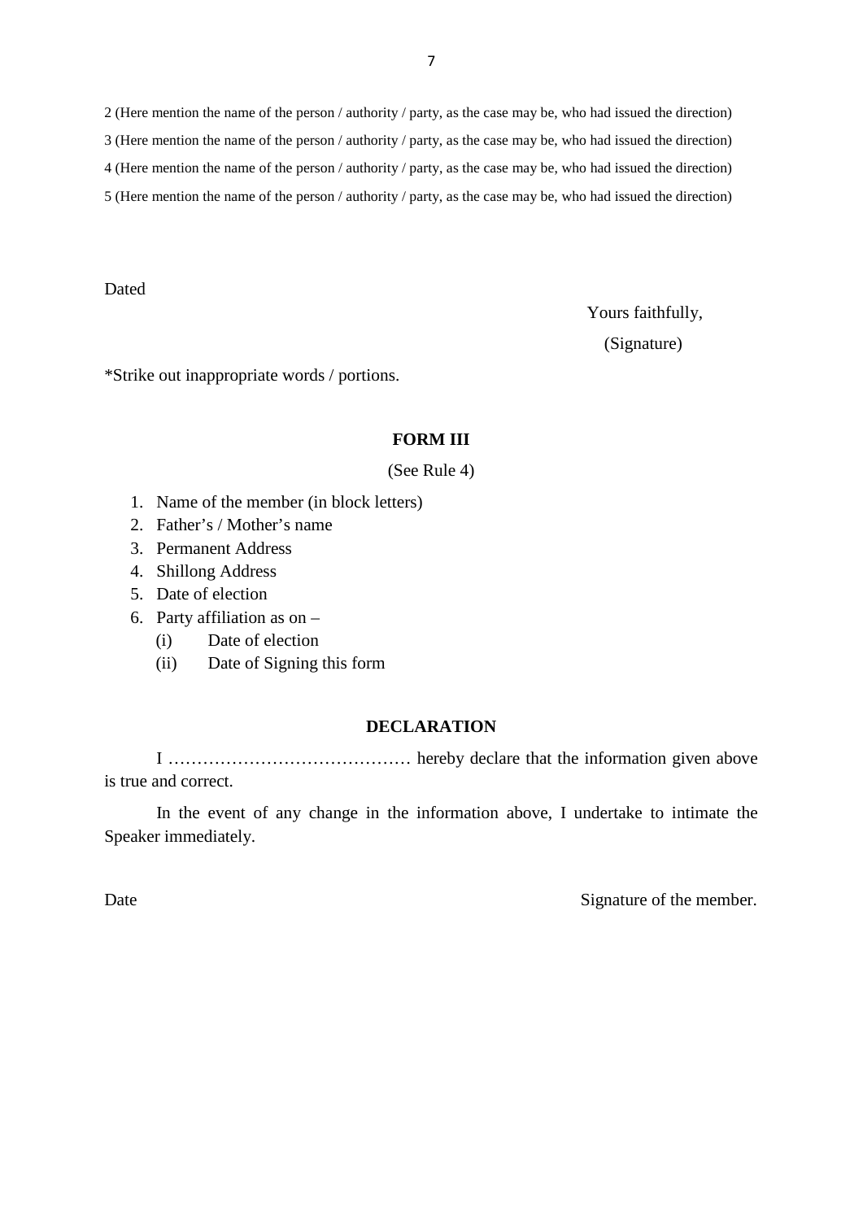2 (Here mention the name of the person / authority / party, as the case may be, who had issued the direction)

3 (Here mention the name of the person / authority / party, as the case may be, who had issued the direction)

4 (Here mention the name of the person / authority / party, as the case may be, who had issued the direction)

5 (Here mention the name of the person / authority / party, as the case may be, who had issued the direction)

Dated

Yours faithfully,

(Signature)

*Strike out inappropriate words / portions.

## FORM III

(See Rule 4)

1. Name of the member (in block letters)
2. Father's / Mother's name
3. Permanent Address
4. Shillong Address
5. Date of election
6. Party affiliation as on –
   (i) Date of election
   (ii) Date of Signing this form

## DECLARATION

I …………………………………… hereby declare that the information given above is true and correct.

In the event of any change in the information above, I undertake to intimate the Speaker immediately.

Date

Signature of the member.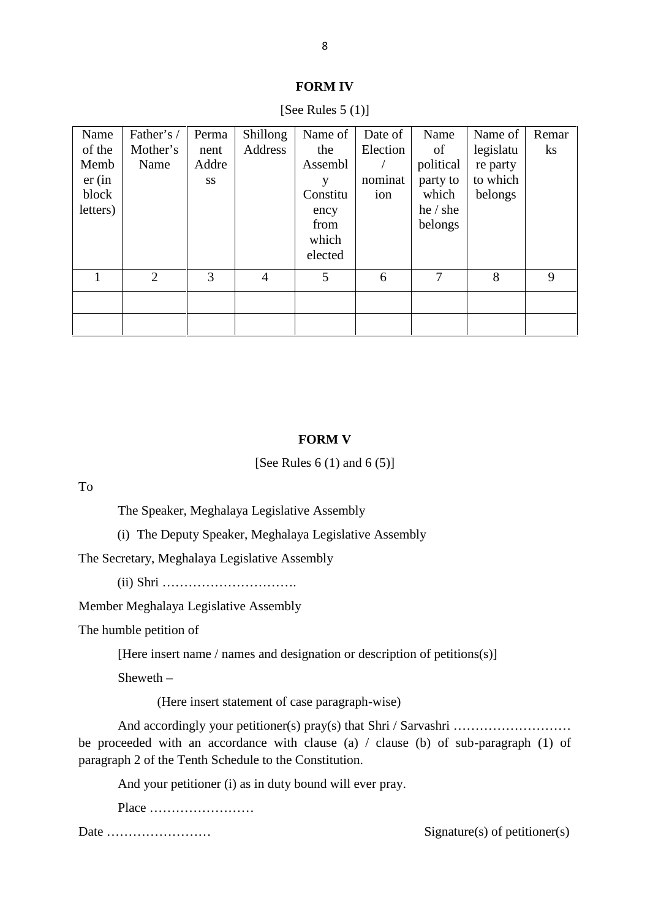**FORM IV**

[See Rules 5 (1)]

| Name of the Member (in block letters) | Father's / Mother's Name | Permanent Address | Shillong Address | Name of the Assembly Constituency from which elected | Date of Election / nomination | Name of political party to which he / she belongs | Name of legislature party to which belongs | Remarks |
|---|---|---|---|---|---|---|---|---|
| 1 | 2 | 3 | 4 | 5 | 6 | 7 | 8 | 9 |
| | | | | | | | | |
| | | | | | | | | |

**FORM V**

[See Rules 6 (1) and 6 (5)]

To

The Speaker, Meghalaya Legislative Assembly

(i) The Deputy Speaker, Meghalaya Legislative Assembly

The Secretary, Meghalaya Legislative Assembly

(ii) Shri ………………………….

Member Meghalaya Legislative Assembly

The humble petition of

[Here insert name / names and designation or description of petitions(s)]

Sheweth –

(Here insert statement of case paragraph-wise)

And accordingly your petitioner(s) pray(s) that Shri / Sarvashri ……………………… be proceeded with an accordance with clause (a) / clause (b) of sub-paragraph (1) of paragraph 2 of the Tenth Schedule to the Constitution.

And your petitioner (i) as in duty bound will ever pray.

Place ……………………

Date …………………… Signature(s) of petitioner(s)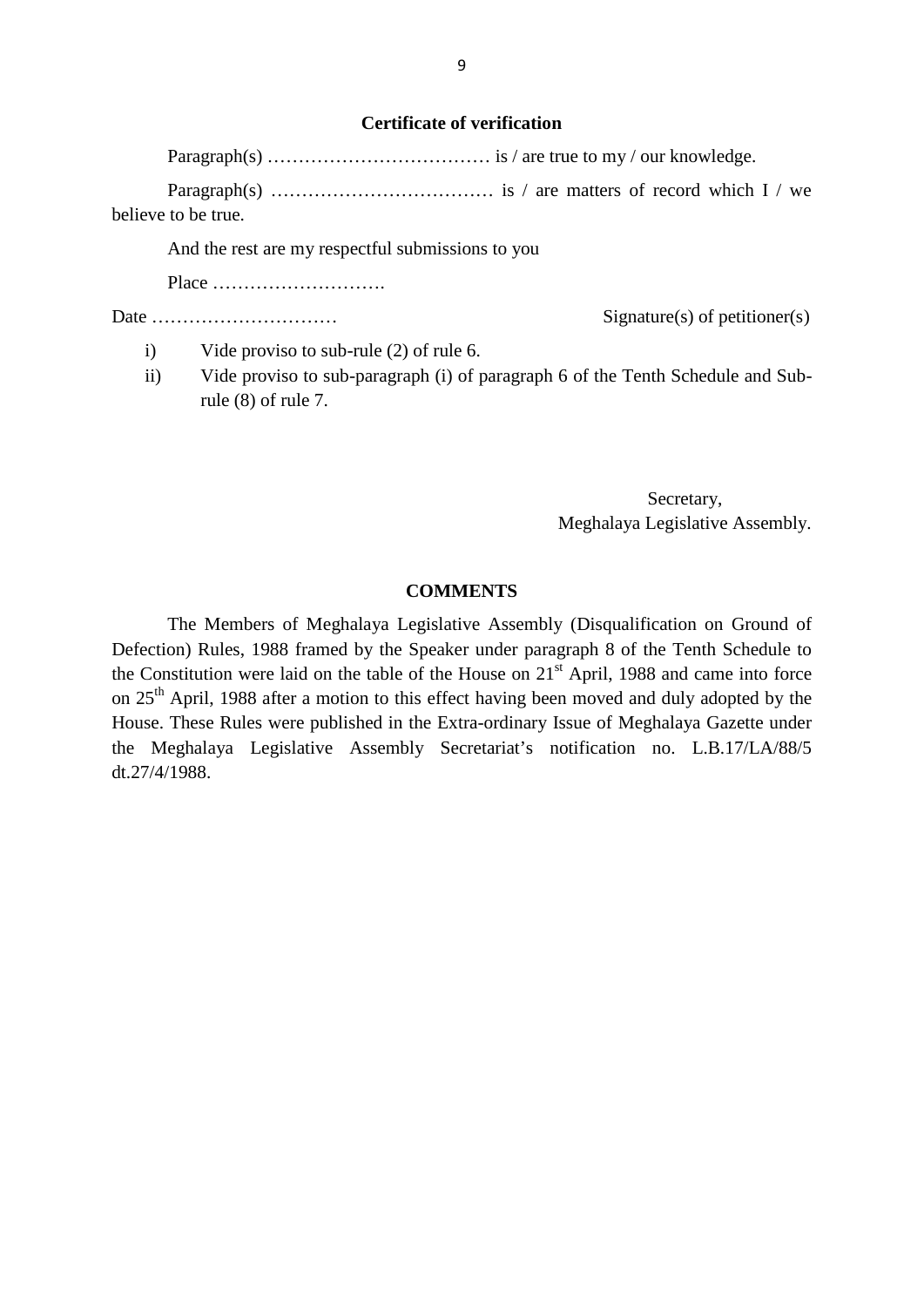**Certificate of verification**

Paragraph(s) ……………………………… is / are true to my / our knowledge.

Paragraph(s) ……………………………… is / are matters of record which I / we believe to be true.

And the rest are my respectful submissions to you

Place ……………………….

Date …………………………  Signature(s) of petitioner(s)

i) Vide proviso to sub-rule (2) of rule 6.

ii) Vide proviso to sub-paragraph (i) of paragraph 6 of the Tenth Schedule and Sub-rule (8) of rule 7.

Secretary,
Meghalaya Legislative Assembly.

**COMMENTS**

The Members of Meghalaya Legislative Assembly (Disqualification on Ground of Defection) Rules, 1988 framed by the Speaker under paragraph 8 of the Tenth Schedule to the Constitution were laid on the table of the House on 21st April, 1988 and came into force on 25th April, 1988 after a motion to this effect having been moved and duly adopted by the House. These Rules were published in the Extra-ordinary Issue of Meghalaya Gazette under the Meghalaya Legislative Assembly Secretariat's notification no. L.B.17/LA/88/5 dt.27/4/1988.